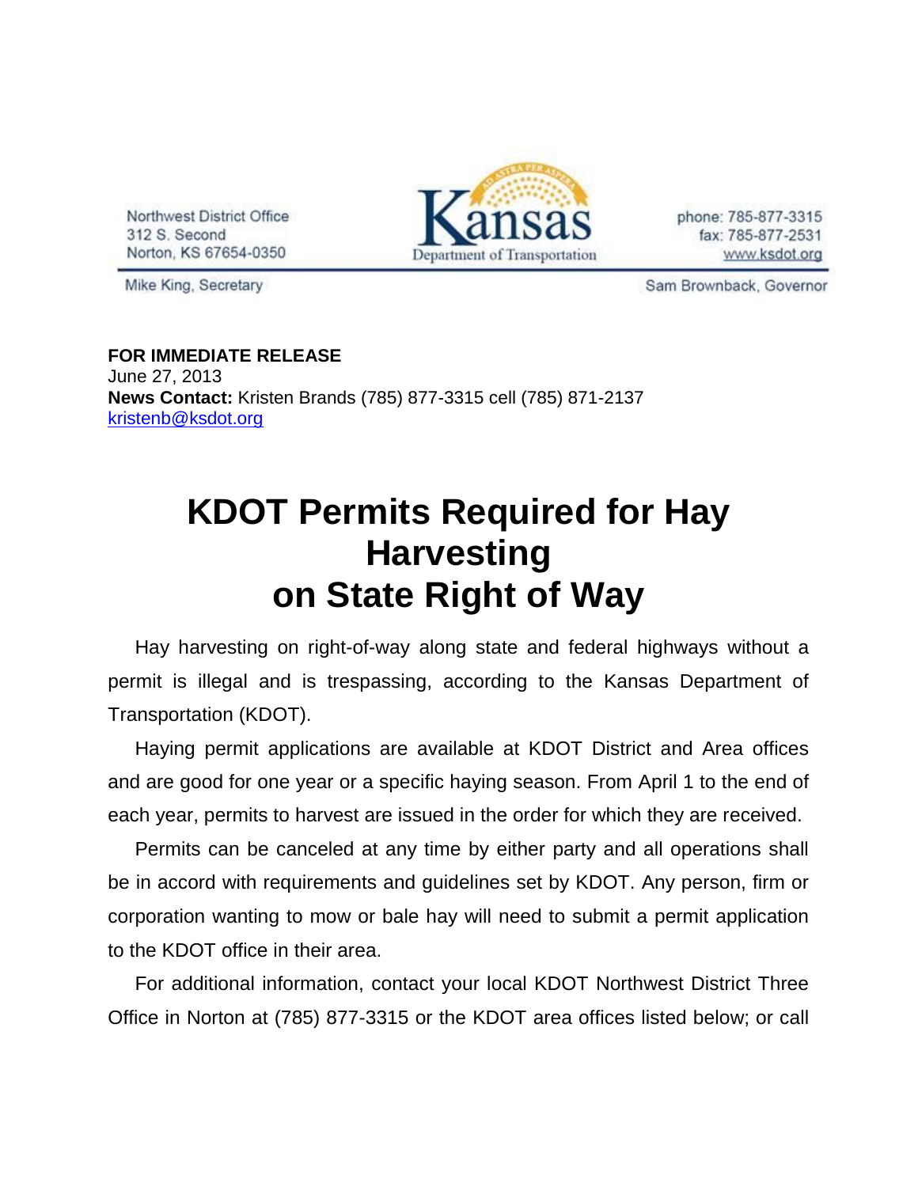Northwest District Office
312 S. Second
Norton, KS 67654-0350

Kansas Department of Transportation

phone: 785-877-3315
fax: 785-877-2531
www.ksdot.org

Mike King, Secretary

Sam Brownback, Governor

**FOR IMMEDIATE RELEASE**
June 27, 2013
**News Contact:** Kristen Brands (785) 877-3315 cell (785) 871-2137
kristenb@ksdot.org

# KDOT Permits Required for Hay Harvesting on State Right of Way

Hay harvesting on right-of-way along state and federal highways without a permit is illegal and is trespassing, according to the Kansas Department of Transportation (KDOT).

Haying permit applications are available at KDOT District and Area offices and are good for one year or a specific haying season. From April 1 to the end of each year, permits to harvest are issued in the order for which they are received.

Permits can be canceled at any time by either party and all operations shall be in accord with requirements and guidelines set by KDOT. Any person, firm or corporation wanting to mow or bale hay will need to submit a permit application to the KDOT office in their area.

For additional information, contact your local KDOT Northwest District Three Office in Norton at (785) 877-3315 or the KDOT area offices listed below; or call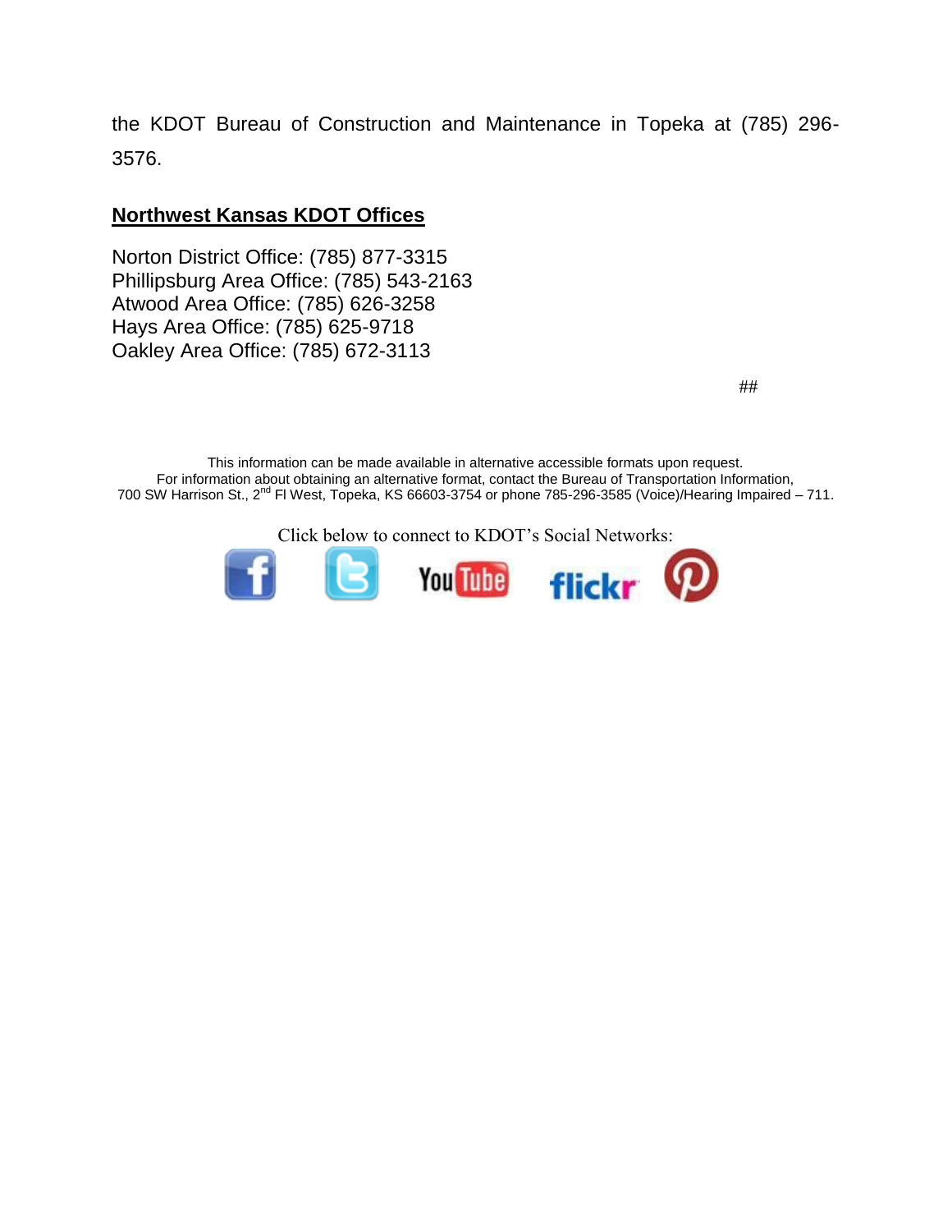the KDOT Bureau of Construction and Maintenance in Topeka at (785) 296-3576.

**Northwest Kansas KDOT Offices**

Norton District Office: (785) 877-3315
Phillipsburg Area Office: (785) 543-2163
Atwood Area Office: (785) 626-3258
Hays Area Office: (785) 625-9718
Oakley Area Office: (785) 672-3113

##

This information can be made available in alternative accessible formats upon request.
For information about obtaining an alternative format, contact the Bureau of Transportation Information,
700 SW Harrison St., 2nd Fl West, Topeka, KS 66603-3754 or phone 785-296-3585 (Voice)/Hearing Impaired – 711.

Click below to connect to KDOT's Social Networks: